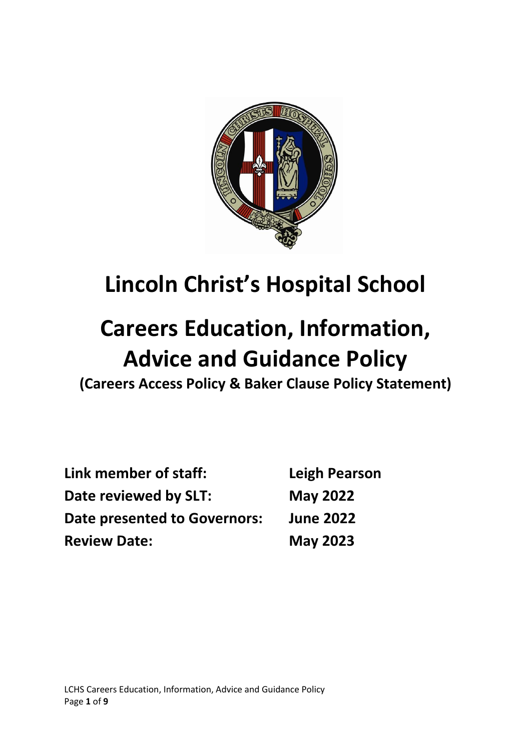# Lincoln Christ's Hospital School

# Careers Education, Information, Advice and Guidance Policy

**(Careers Access Policy & Baker Clause Policy Statement)**

| | |
|---|---|
| **Link member of staff:** | **Leigh Pearson** |
| **Date reviewed by SLT:** | **May 2022** |
| **Date presented to Governors:** | **June 2022** |
| **Review Date:** | **May 2023** |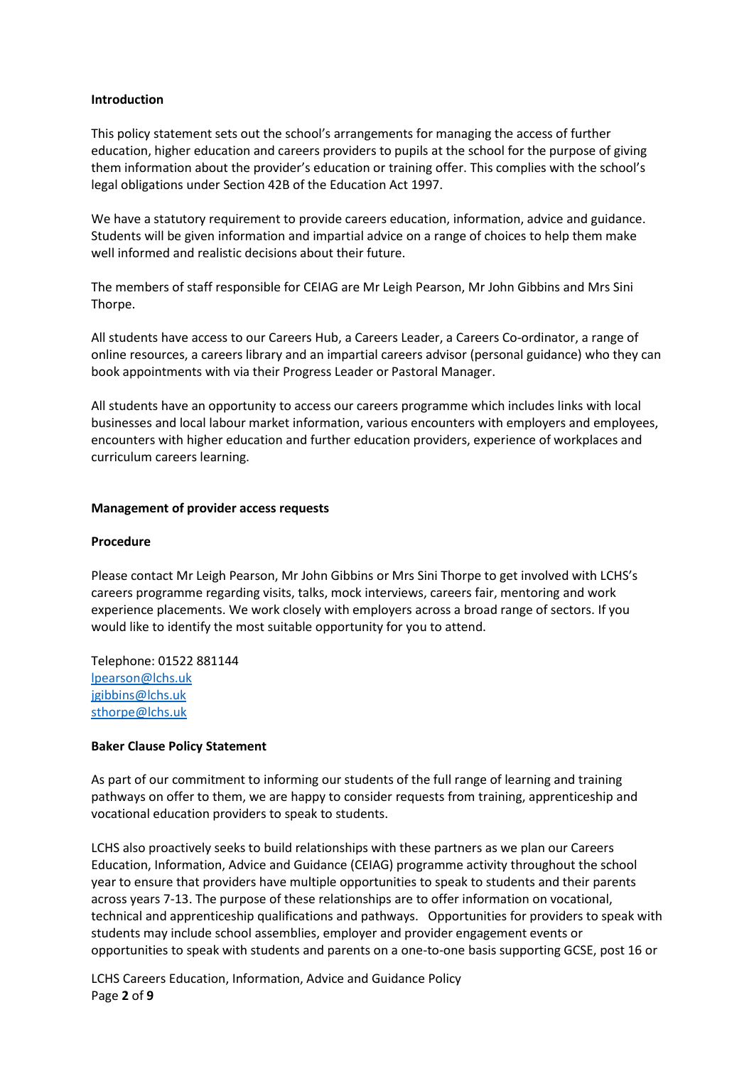**Introduction**

This policy statement sets out the school's arrangements for managing the access of further education, higher education and careers providers to pupils at the school for the purpose of giving them information about the provider's education or training offer. This complies with the school's legal obligations under Section 42B of the Education Act 1997.

We have a statutory requirement to provide careers education, information, advice and guidance. Students will be given information and impartial advice on a range of choices to help them make well informed and realistic decisions about their future.

The members of staff responsible for CEIAG are Mr Leigh Pearson, Mr John Gibbins and Mrs Sini Thorpe.

All students have access to our Careers Hub, a Careers Leader, a Careers Co-ordinator, a range of online resources, a careers library and an impartial careers advisor (personal guidance) who they can book appointments with via their Progress Leader or Pastoral Manager.

All students have an opportunity to access our careers programme which includes links with local businesses and local labour market information, various encounters with employers and employees, encounters with higher education and further education providers, experience of workplaces and curriculum careers learning.

**Management of provider access requests**

**Procedure**

Please contact Mr Leigh Pearson, Mr John Gibbins or Mrs Sini Thorpe to get involved with LCHS's careers programme regarding visits, talks, mock interviews, careers fair, mentoring and work experience placements. We work closely with employers across a broad range of sectors. If you would like to identify the most suitable opportunity for you to attend.

Telephone: 01522 881144
lpearson@lchs.uk
jgibbins@lchs.uk
sthorpe@lchs.uk

**Baker Clause Policy Statement**

As part of our commitment to informing our students of the full range of learning and training pathways on offer to them, we are happy to consider requests from training, apprenticeship and vocational education providers to speak to students.

LCHS also proactively seeks to build relationships with these partners as we plan our Careers Education, Information, Advice and Guidance (CEIAG) programme activity throughout the school year to ensure that providers have multiple opportunities to speak to students and their parents across years 7-13. The purpose of these relationships are to offer information on vocational, technical and apprenticeship qualifications and pathways. Opportunities for providers to speak with students may include school assemblies, employer and provider engagement events or opportunities to speak with students and parents on a one-to-one basis supporting GCSE, post 16 or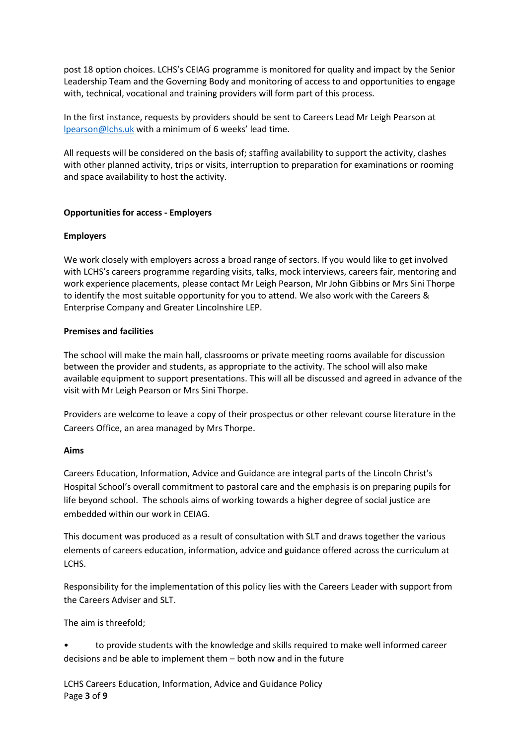post 18 option choices. LCHS's CEIAG programme is monitored for quality and impact by the Senior Leadership Team and the Governing Body and monitoring of access to and opportunities to engage with, technical, vocational and training providers will form part of this process.

In the first instance, requests by providers should be sent to Careers Lead Mr Leigh Pearson at lpearson@lchs.uk with a minimum of 6 weeks' lead time.

All requests will be considered on the basis of; staffing availability to support the activity, clashes with other planned activity, trips or visits, interruption to preparation for examinations or rooming and space availability to host the activity.

**Opportunities for access - Employers**

**Employers**

We work closely with employers across a broad range of sectors. If you would like to get involved with LCHS's careers programme regarding visits, talks, mock interviews, careers fair, mentoring and work experience placements, please contact Mr Leigh Pearson, Mr John Gibbins or Mrs Sini Thorpe to identify the most suitable opportunity for you to attend. We also work with the Careers & Enterprise Company and Greater Lincolnshire LEP.

**Premises and facilities**

The school will make the main hall, classrooms or private meeting rooms available for discussion between the provider and students, as appropriate to the activity. The school will also make available equipment to support presentations. This will all be discussed and agreed in advance of the visit with Mr Leigh Pearson or Mrs Sini Thorpe.

Providers are welcome to leave a copy of their prospectus or other relevant course literature in the Careers Office, an area managed by Mrs Thorpe.

**Aims**

Careers Education, Information, Advice and Guidance are integral parts of the Lincoln Christ's Hospital School's overall commitment to pastoral care and the emphasis is on preparing pupils for life beyond school. The schools aims of working towards a higher degree of social justice are embedded within our work in CEIAG.

This document was produced as a result of consultation with SLT and draws together the various elements of careers education, information, advice and guidance offered across the curriculum at LCHS.

Responsibility for the implementation of this policy lies with the Careers Leader with support from the Careers Adviser and SLT.

The aim is threefold;

- to provide students with the knowledge and skills required to make well informed career decisions and be able to implement them – both now and in the future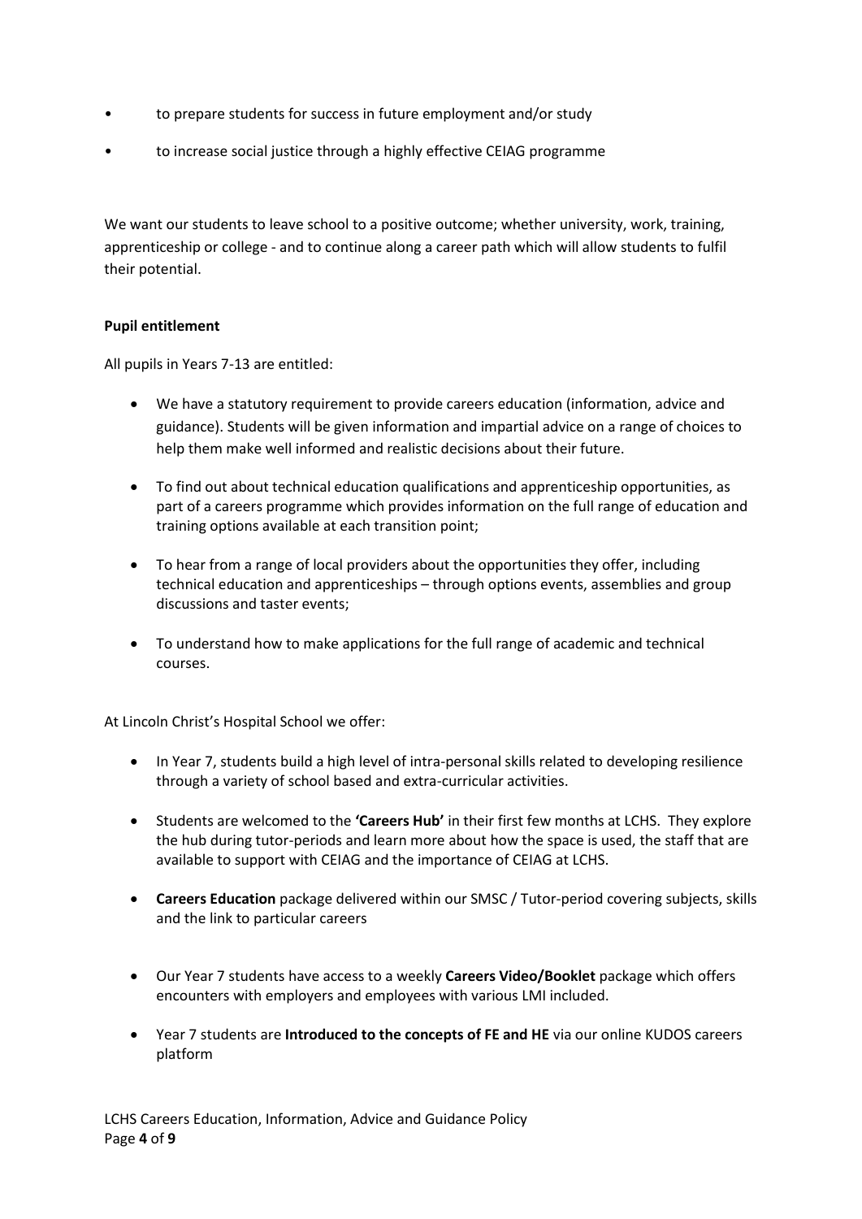- to prepare students for success in future employment and/or study
- to increase social justice through a highly effective CEIAG programme

We want our students to leave school to a positive outcome; whether university, work, training, apprenticeship or college - and to continue along a career path which will allow students to fulfil their potential.

**Pupil entitlement**

All pupils in Years 7-13 are entitled:

- We have a statutory requirement to provide careers education (information, advice and guidance). Students will be given information and impartial advice on a range of choices to help them make well informed and realistic decisions about their future.
- To find out about technical education qualifications and apprenticeship opportunities, as part of a careers programme which provides information on the full range of education and training options available at each transition point;
- To hear from a range of local providers about the opportunities they offer, including technical education and apprenticeships – through options events, assemblies and group discussions and taster events;
- To understand how to make applications for the full range of academic and technical courses.

At Lincoln Christ's Hospital School we offer:

- In Year 7, students build a high level of intra-personal skills related to developing resilience through a variety of school based and extra-curricular activities.
- Students are welcomed to the **'Careers Hub'** in their first few months at LCHS. They explore the hub during tutor-periods and learn more about how the space is used, the staff that are available to support with CEIAG and the importance of CEIAG at LCHS.
- **Careers Education** package delivered within our SMSC / Tutor-period covering subjects, skills and the link to particular careers
- Our Year 7 students have access to a weekly **Careers Video/Booklet** package which offers encounters with employers and employees with various LMI included.
- Year 7 students are **Introduced to the concepts of FE and HE** via our online KUDOS careers platform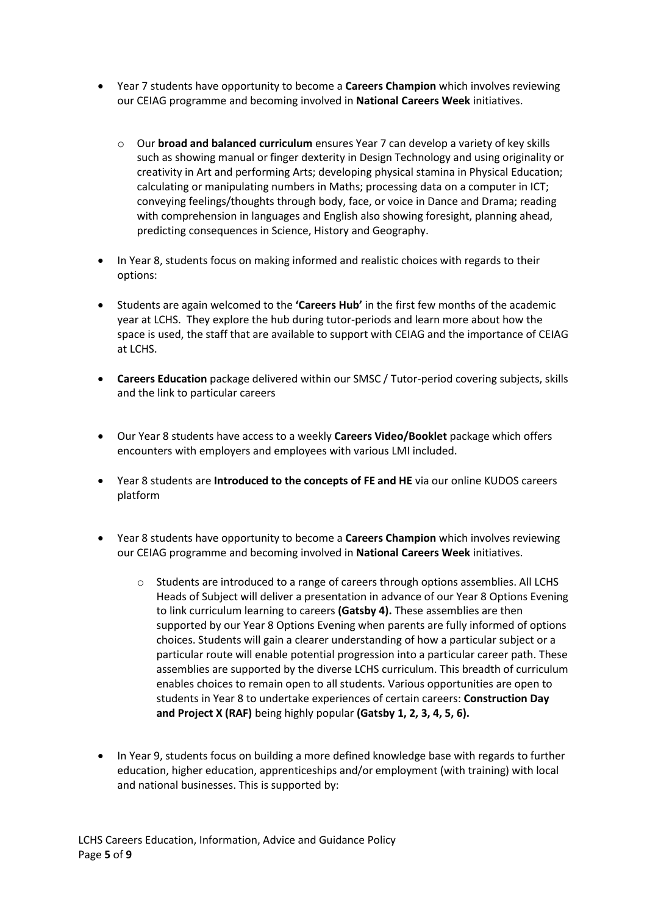- Year 7 students have opportunity to become a **Careers Champion** which involves reviewing our CEIAG programme and becoming involved in **National Careers Week** initiatives.

    - Our **broad and balanced curriculum** ensures Year 7 can develop a variety of key skills such as showing manual or finger dexterity in Design Technology and using originality or creativity in Art and performing Arts; developing physical stamina in Physical Education; calculating or manipulating numbers in Maths; processing data on a computer in ICT; conveying feelings/thoughts through body, face, or voice in Dance and Drama; reading with comprehension in languages and English also showing foresight, planning ahead, predicting consequences in Science, History and Geography.

- In Year 8, students focus on making informed and realistic choices with regards to their options:

- Students are again welcomed to the **'Careers Hub'** in the first few months of the academic year at LCHS. They explore the hub during tutor-periods and learn more about how the space is used, the staff that are available to support with CEIAG and the importance of CEIAG at LCHS.

- **Careers Education** package delivered within our SMSC / Tutor-period covering subjects, skills and the link to particular careers

- Our Year 8 students have access to a weekly **Careers Video/Booklet** package which offers encounters with employers and employees with various LMI included.

- Year 8 students are **Introduced to the concepts of FE and HE** via our online KUDOS careers platform

- Year 8 students have opportunity to become a **Careers Champion** which involves reviewing our CEIAG programme and becoming involved in **National Careers Week** initiatives.

    - Students are introduced to a range of careers through options assemblies. All LCHS Heads of Subject will deliver a presentation in advance of our Year 8 Options Evening to link curriculum learning to careers **(Gatsby 4).** These assemblies are then supported by our Year 8 Options Evening when parents are fully informed of options choices. Students will gain a clearer understanding of how a particular subject or a particular route will enable potential progression into a particular career path. These assemblies are supported by the diverse LCHS curriculum. This breadth of curriculum enables choices to remain open to all students. Various opportunities are open to students in Year 8 to undertake experiences of certain careers: **Construction Day and Project X (RAF)** being highly popular **(Gatsby 1, 2, 3, 4, 5, 6).**

- In Year 9, students focus on building a more defined knowledge base with regards to further education, higher education, apprenticeships and/or employment (with training) with local and national businesses. This is supported by: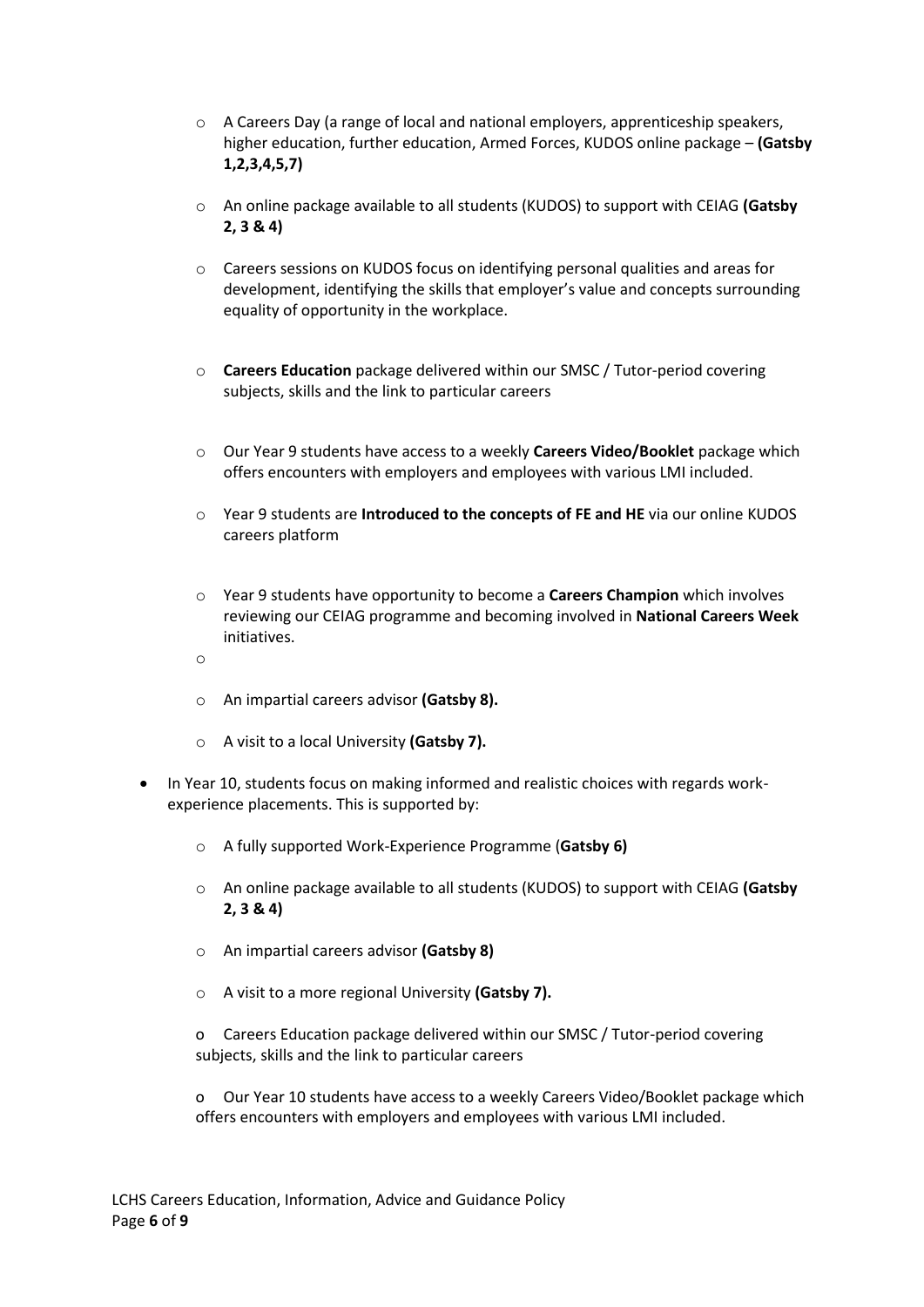- A Careers Day (a range of local and national employers, apprenticeship speakers, higher education, further education, Armed Forces, KUDOS online package – **(Gatsby 1,2,3,4,5,7)**
  - An online package available to all students (KUDOS) to support with CEIAG **(Gatsby 2, 3 & 4)**
  - Careers sessions on KUDOS focus on identifying personal qualities and areas for development, identifying the skills that employer's value and concepts surrounding equality of opportunity in the workplace.
  - **Careers Education** package delivered within our SMSC / Tutor-period covering subjects, skills and the link to particular careers
  - Our Year 9 students have access to a weekly **Careers Video/Booklet** package which offers encounters with employers and employees with various LMI included.
  - Year 9 students are **Introduced to the concepts of FE and HE** via our online KUDOS careers platform
  - Year 9 students have opportunity to become a **Careers Champion** which involves reviewing our CEIAG programme and becoming involved in **National Careers Week** initiatives.
  - An impartial careers advisor **(Gatsby 8).**
  - A visit to a local University **(Gatsby 7).**

- In Year 10, students focus on making informed and realistic choices with regards work-experience placements. This is supported by:
  - A fully supported Work-Experience Programme (**Gatsby 6)**
  - An online package available to all students (KUDOS) to support with CEIAG **(Gatsby 2, 3 & 4)**
  - An impartial careers advisor **(Gatsby 8)**
  - A visit to a more regional University **(Gatsby 7).**
  - Careers Education package delivered within our SMSC / Tutor-period covering subjects, skills and the link to particular careers
  - Our Year 10 students have access to a weekly Careers Video/Booklet package which offers encounters with employers and employees with various LMI included.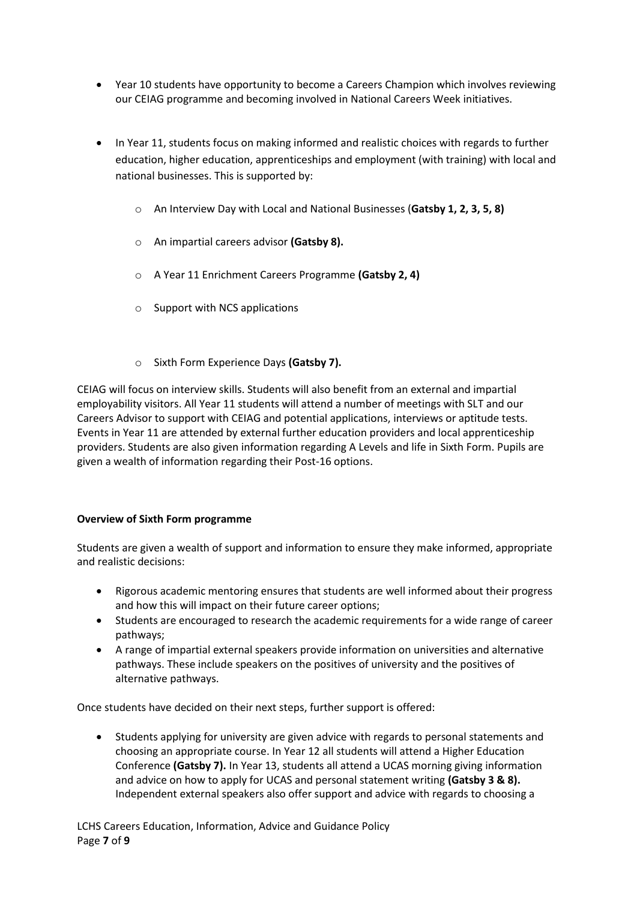- Year 10 students have opportunity to become a Careers Champion which involves reviewing our CEIAG programme and becoming involved in National Careers Week initiatives.

- In Year 11, students focus on making informed and realistic choices with regards to further education, higher education, apprenticeships and employment (with training) with local and national businesses. This is supported by:
    - An Interview Day with Local and National Businesses (**Gatsby 1, 2, 3, 5, 8)**
    - An impartial careers advisor **(Gatsby 8).**
    - A Year 11 Enrichment Careers Programme **(Gatsby 2, 4)**
    - Support with NCS applications
    - Sixth Form Experience Days **(Gatsby 7).**

CEIAG will focus on interview skills. Students will also benefit from an external and impartial employability visitors. All Year 11 students will attend a number of meetings with SLT and our Careers Advisor to support with CEIAG and potential applications, interviews or aptitude tests. Events in Year 11 are attended by external further education providers and local apprenticeship providers. Students are also given information regarding A Levels and life in Sixth Form. Pupils are given a wealth of information regarding their Post-16 options.

**Overview of Sixth Form programme**

Students are given a wealth of support and information to ensure they make informed, appropriate and realistic decisions:

- Rigorous academic mentoring ensures that students are well informed about their progress and how this will impact on their future career options;
- Students are encouraged to research the academic requirements for a wide range of career pathways;
- A range of impartial external speakers provide information on universities and alternative pathways. These include speakers on the positives of university and the positives of alternative pathways.

Once students have decided on their next steps, further support is offered:

- Students applying for university are given advice with regards to personal statements and choosing an appropriate course. In Year 12 all students will attend a Higher Education Conference **(Gatsby 7).** In Year 13, students all attend a UCAS morning giving information and advice on how to apply for UCAS and personal statement writing **(Gatsby 3 & 8).** Independent external speakers also offer support and advice with regards to choosing a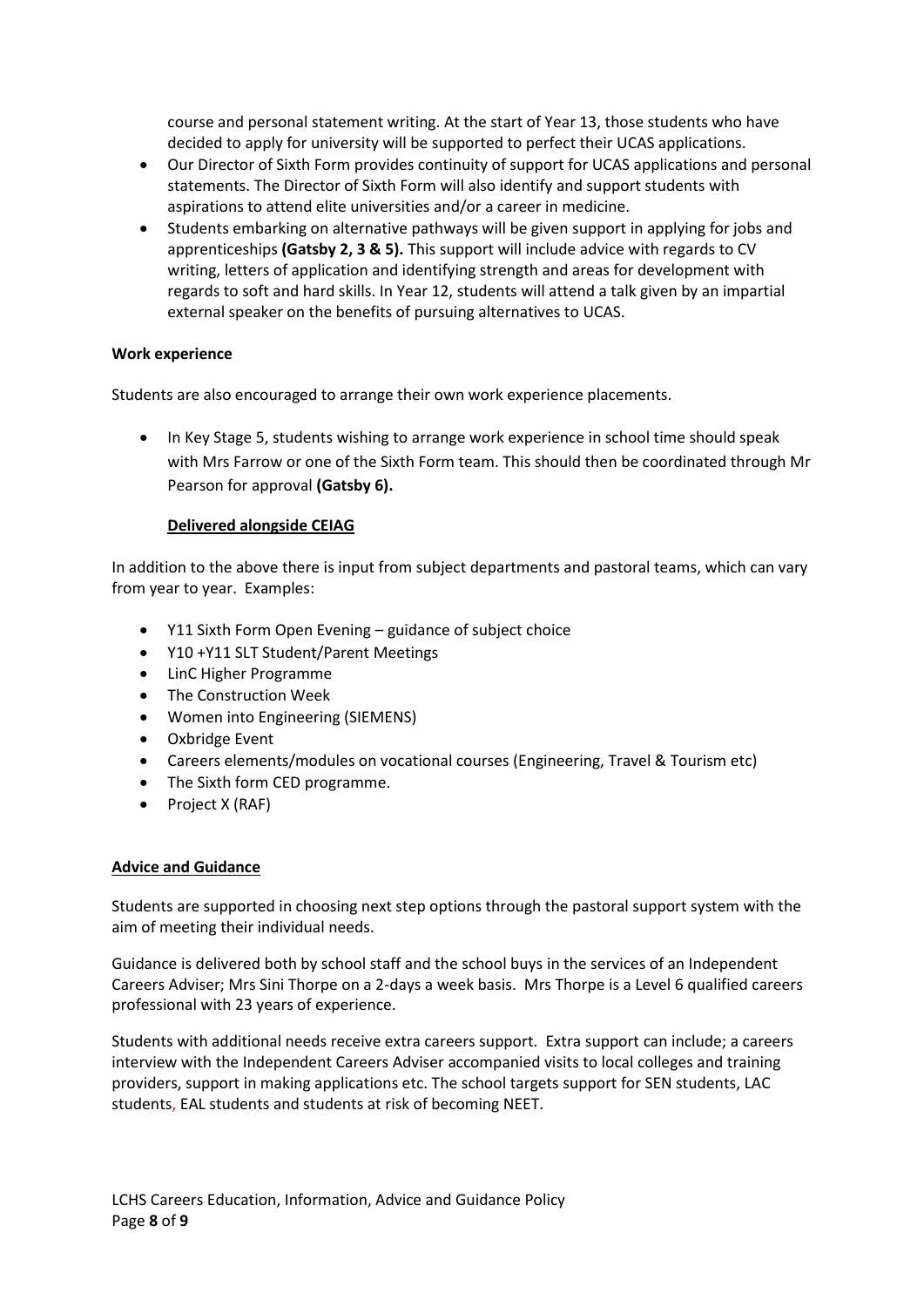course and personal statement writing. At the start of Year 13, those students who have decided to apply for university will be supported to perfect their UCAS applications.

- Our Director of Sixth Form provides continuity of support for UCAS applications and personal statements. The Director of Sixth Form will also identify and support students with aspirations to attend elite universities and/or a career in medicine.
- Students embarking on alternative pathways will be given support in applying for jobs and apprenticeships **(Gatsby 2, 3 & 5).** This support will include advice with regards to CV writing, letters of application and identifying strength and areas for development with regards to soft and hard skills. In Year 12, students will attend a talk given by an impartial external speaker on the benefits of pursuing alternatives to UCAS.

**Work experience**

Students are also encouraged to arrange their own work experience placements.

- In Key Stage 5, students wishing to arrange work experience in school time should speak with Mrs Farrow or one of the Sixth Form team. This should then be coordinated through Mr Pearson for approval **(Gatsby 6).**

**Delivered alongside CEIAG**

In addition to the above there is input from subject departments and pastoral teams, which can vary from year to year. Examples:

- Y11 Sixth Form Open Evening – guidance of subject choice
- Y10 +Y11 SLT Student/Parent Meetings
- LinC Higher Programme
- The Construction Week
- Women into Engineering (SIEMENS)
- Oxbridge Event
- Careers elements/modules on vocational courses (Engineering, Travel & Tourism etc)
- The Sixth form CED programme.
- Project X (RAF)

**Advice and Guidance**

Students are supported in choosing next step options through the pastoral support system with the aim of meeting their individual needs.

Guidance is delivered both by school staff and the school buys in the services of an Independent Careers Adviser; Mrs Sini Thorpe on a 2-days a week basis. Mrs Thorpe is a Level 6 qualified careers professional with 23 years of experience.

Students with additional needs receive extra careers support. Extra support can include; a careers interview with the Independent Careers Adviser accompanied visits to local colleges and training providers, support in making applications etc. The school targets support for SEN students, LAC students, EAL students and students at risk of becoming NEET.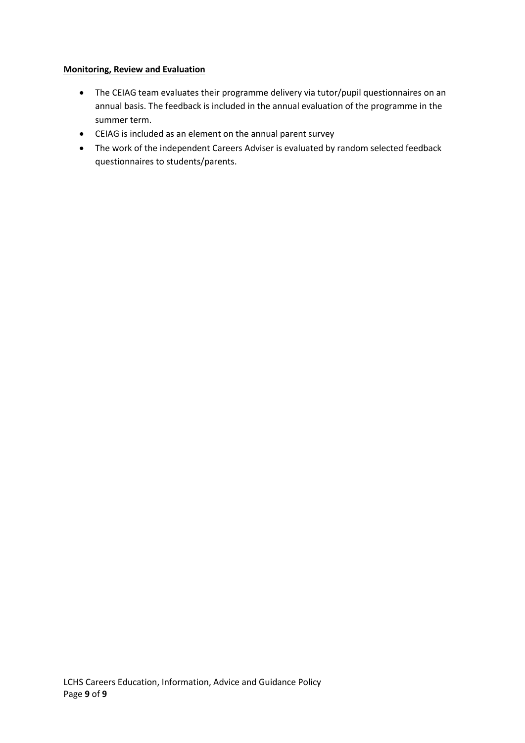**Monitoring, Review and Evaluation**

- The CEIAG team evaluates their programme delivery via tutor/pupil questionnaires on an annual basis. The feedback is included in the annual evaluation of the programme in the summer term.
- CEIAG is included as an element on the annual parent survey
- The work of the independent Careers Adviser is evaluated by random selected feedback questionnaires to students/parents.